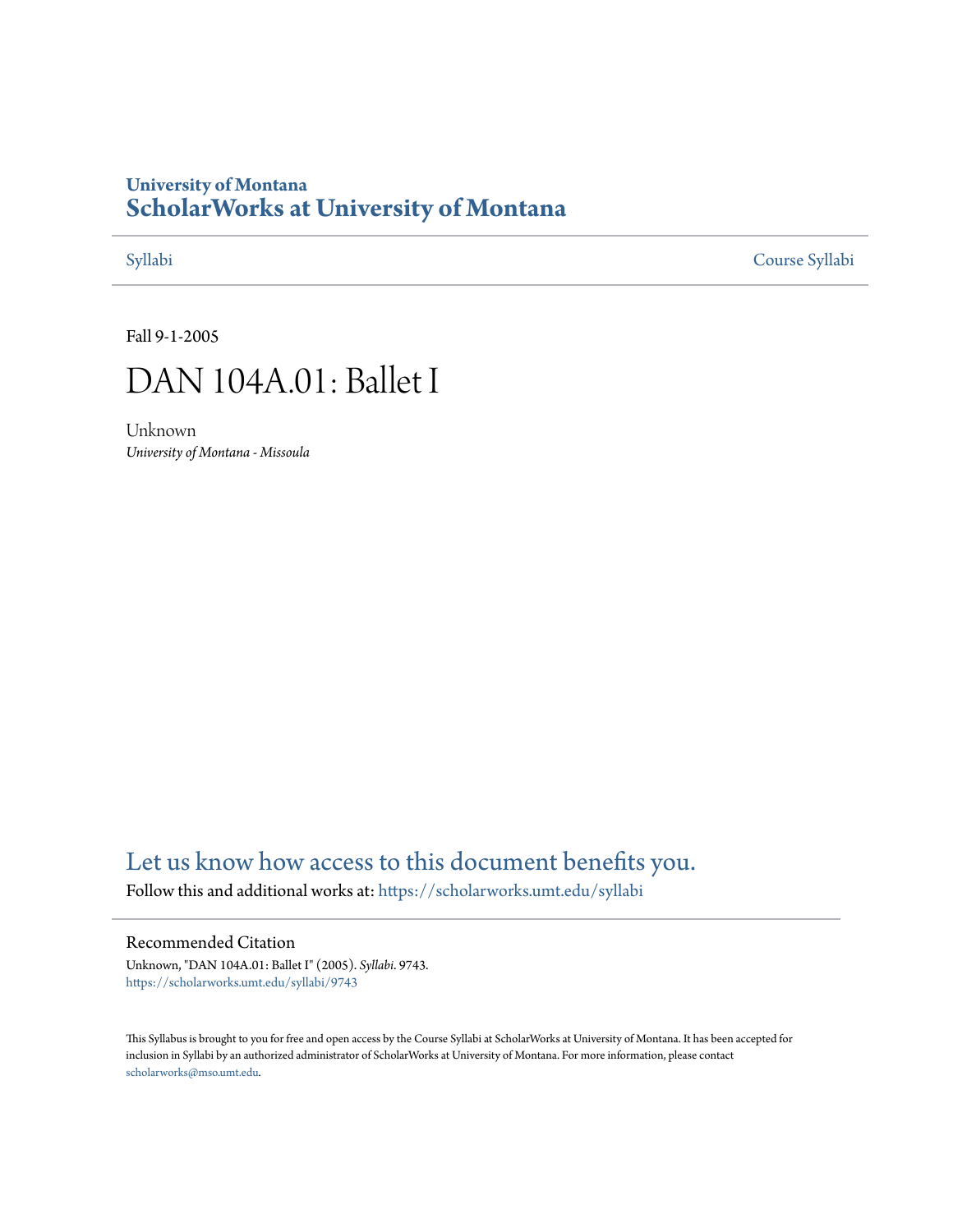University of Montana

# ScholarWorks at University of Montana

Syllabi Course Syllabi

Fall 9-1-2005

# DAN 104A.01: Ballet I

Unknown

*University of Montana - Missoula*

Let us know how access to this document benefits you.

Follow this and additional works at: https://scholarworks.umt.edu/syllabi

## Recommended Citation

Unknown, "DAN 104A.01: Ballet I" (2005). *Syllabi*. 9743.
https://scholarworks.umt.edu/syllabi/9743

This Syllabus is brought to you for free and open access by the Course Syllabi at ScholarWorks at University of Montana. It has been accepted for inclusion in Syllabi by an authorized administrator of ScholarWorks at University of Montana. For more information, please contact scholarworks@mso.umt.edu.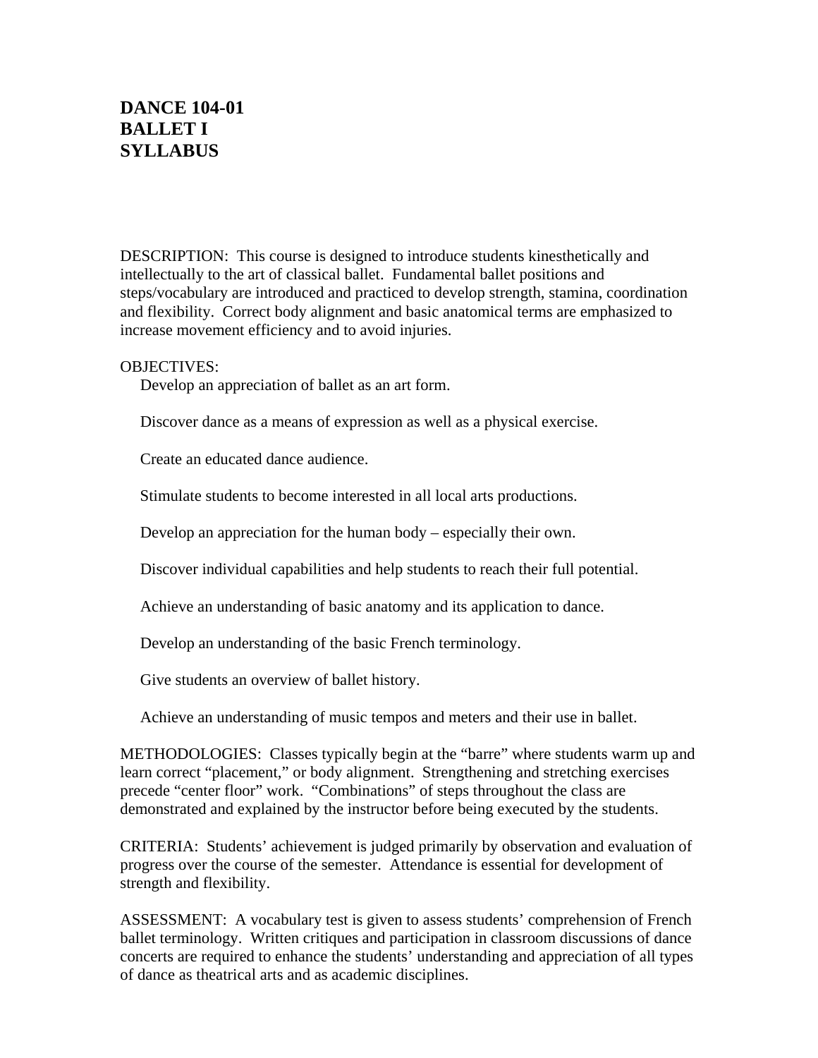# DANCE 104-01
# BALLET I
# SYLLABUS

DESCRIPTION: This course is designed to introduce students kinesthetically and intellectually to the art of classical ballet. Fundamental ballet positions and steps/vocabulary are introduced and practiced to develop strength, stamina, coordination and flexibility. Correct body alignment and basic anatomical terms are emphasized to increase movement efficiency and to avoid injuries.

OBJECTIVES:

- Develop an appreciation of ballet as an art form.
- Discover dance as a means of expression as well as a physical exercise.
- Create an educated dance audience.
- Stimulate students to become interested in all local arts productions.
- Develop an appreciation for the human body – especially their own.
- Discover individual capabilities and help students to reach their full potential.
- Achieve an understanding of basic anatomy and its application to dance.
- Develop an understanding of the basic French terminology.
- Give students an overview of ballet history.
- Achieve an understanding of music tempos and meters and their use in ballet.

METHODOLOGIES: Classes typically begin at the "barre" where students warm up and learn correct "placement," or body alignment. Strengthening and stretching exercises precede "center floor" work. "Combinations" of steps throughout the class are demonstrated and explained by the instructor before being executed by the students.

CRITERIA: Students' achievement is judged primarily by observation and evaluation of progress over the course of the semester. Attendance is essential for development of strength and flexibility.

ASSESSMENT: A vocabulary test is given to assess students' comprehension of French ballet terminology. Written critiques and participation in classroom discussions of dance concerts are required to enhance the students' understanding and appreciation of all types of dance as theatrical arts and as academic disciplines.